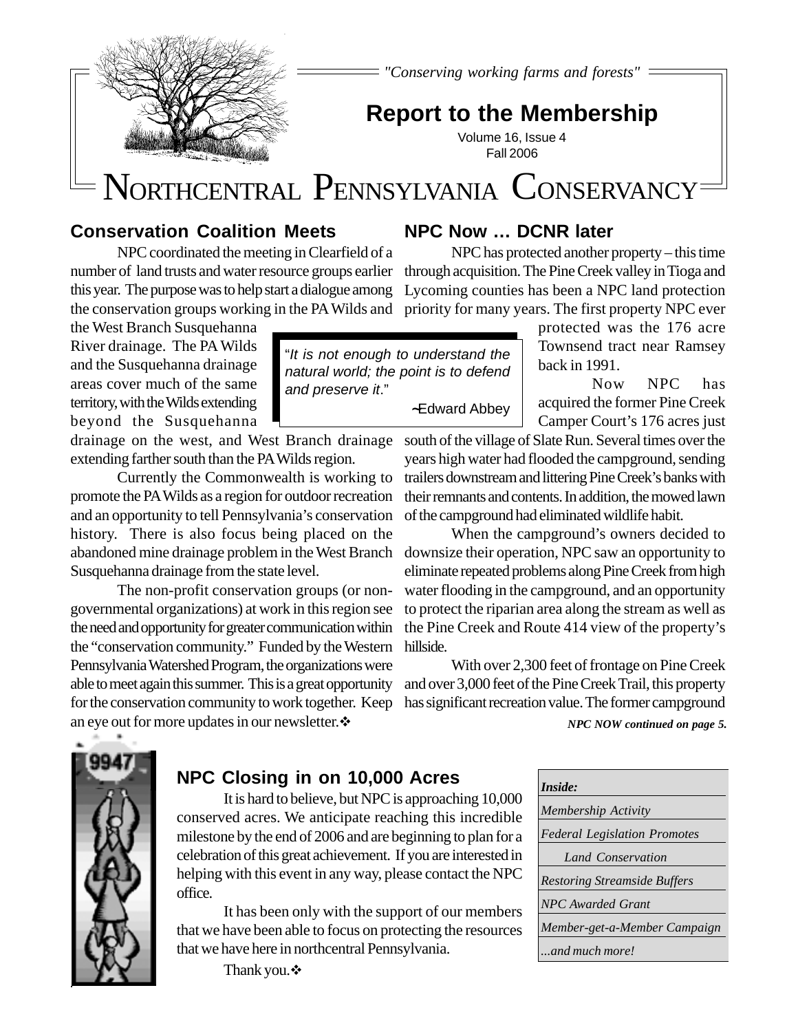*"Conserving working farms and forests"*

# Report to the Membership

Volume 16, Issue 4
Fall 2006

# NORTHCENTRAL PENNSYLVANIA CONSERVANCY

## Conservation Coalition Meets

NPC coordinated the meeting in Clearfield of a number of land trusts and water resource groups earlier this year. The purpose was to help start a dialogue among the conservation groups working in the PA Wilds and the West Branch Susquehanna River drainage. The PA Wilds and the Susquehanna drainage areas cover much of the same territory, with the Wilds extending beyond the Susquehanna drainage on the west, and West Branch drainage extending farther south than the PA Wilds region.

Currently the Commonwealth is working to promote the PA Wilds as a region for outdoor recreation and an opportunity to tell Pennsylvania's conservation history. There is also focus being placed on the abandoned mine drainage problem in the West Branch Susquehanna drainage from the state level.

The non-profit conservation groups (or non-governmental organizations) at work in this region see the need and opportunity for greater communication within the "conservation community." Funded by the Western Pennsylvania Watershed Program, the organizations were able to meet again this summer. This is a great opportunity for the conservation community to work together. Keep an eye out for more updates in our newsletter.❖

> "*It is not enough to understand the natural world; the point is to defend and preserve it*."
>
> ~Edward Abbey

## NPC Now … DCNR later

NPC has protected another property – this time through acquisition. The Pine Creek valley in Tioga and Lycoming counties has been a NPC land protection priority for many years. The first property NPC ever protected was the 176 acre Townsend tract near Ramsey back in 1991.

Now NPC has acquired the former Pine Creek Camper Court's 176 acres just south of the village of Slate Run. Several times over the years high water had flooded the campground, sending trailers downstream and littering Pine Creek's banks with their remnants and contents. In addition, the mowed lawn of the campground had eliminated wildlife habit.

When the campground's owners decided to downsize their operation, NPC saw an opportunity to eliminate repeated problems along Pine Creek from high water flooding in the campground, and an opportunity to protect the riparian area along the stream as well as the Pine Creek and Route 414 view of the property's hillside.

With over 2,300 feet of frontage on Pine Creek and over 3,000 feet of the Pine Creek Trail, this property has significant recreation value. The former campground

***NPC NOW continued on page 5.***

## NPC Closing in on 10,000 Acres

It is hard to believe, but NPC is approaching 10,000 conserved acres. We anticipate reaching this incredible milestone by the end of 2006 and are beginning to plan for a celebration of this great achievement. If you are interested in helping with this event in any way, please contact the NPC office.

It has been only with the support of our members that we have been able to focus on protecting the resources that we have here in northcentral Pennsylvania.

Thank you.❖

***Inside:***

- *Membership Activity*
- *Federal Legislation Promotes Land Conservation*
- *Restoring Streamside Buffers*
- *NPC Awarded Grant*
- *Member-get-a-Member Campaign*
- *...and much more!*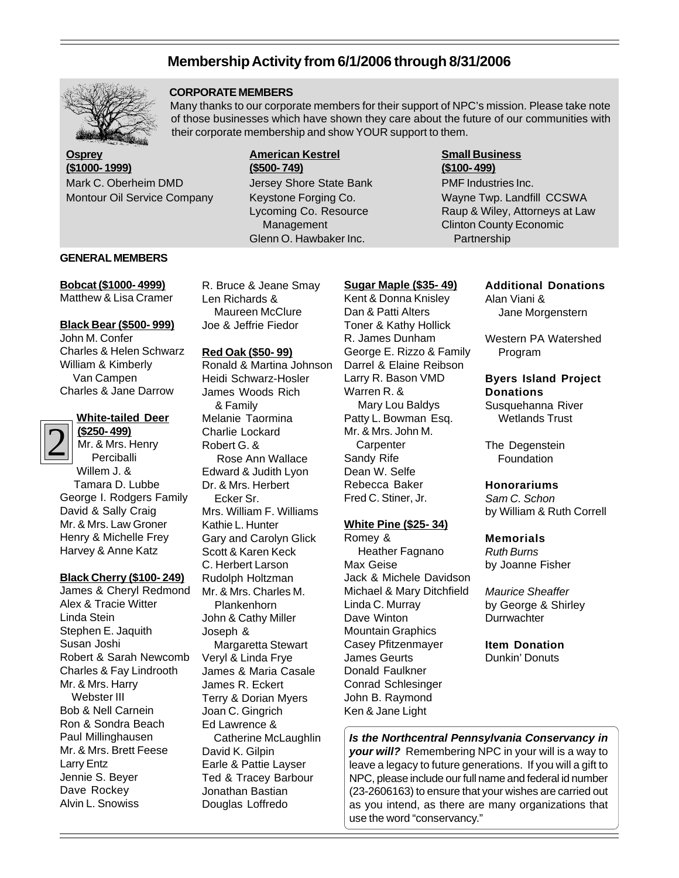# Membership Activity from 6/1/2006 through 8/31/2006

## CORPORATE MEMBERS

Many thanks to our corporate members for their support of NPC's mission. Please take note of those businesses which have shown they care about the future of our communities with their corporate membership and show YOUR support to them.

**Osprey (\$1000- 1999)**

Mark C. Oberheim DMD
Montour Oil Service Company

**American Kestrel (\$500- 749)**

Jersey Shore State Bank
Keystone Forging Co.
Lycoming Co. Resource Management
Glenn O. Hawbaker Inc.

**Small Business (\$100- 499)**

PMF Industries Inc.
Wayne Twp. Landfill CCSWA
Raup & Wiley, Attorneys at Law
Clinton County Economic Partnership

## GENERAL MEMBERS

**Bobcat (\$1000- 4999)**

Matthew & Lisa Cramer

**Black Bear (\$500- 999)**

John M. Confer
Charles & Helen Schwarz
William & Kimberly Van Campen
Charles & Jane Darrow

**White-tailed Deer (\$250- 499)**

Mr. & Mrs. Henry Perciballi
Willem J. & Tamara D. Lubbe
George I. Rodgers Family
David & Sally Craig
Mr. & Mrs. Law Groner
Henry & Michelle Frey
Harvey & Anne Katz

**Black Cherry (\$100- 249)**

James & Cheryl Redmond
Alex & Tracie Witter
Linda Stein
Stephen E. Jaquith
Susan Joshi
Robert & Sarah Newcomb
Charles & Fay Lindrooth
Mr. & Mrs. Harry Webster III
Bob & Nell Carnein
Ron & Sondra Beach
Paul Millinghausen
Mr. & Mrs. Brett Feese
Larry Entz
Jennie S. Beyer
Dave Rockey
Alvin L. Snowiss
R. Bruce & Jeane Smay
Len Richards & Maureen McClure
Joe & Jeffrie Fiedor

**Red Oak (\$50- 99)**

Ronald & Martina Johnson
Heidi Schwarz-Hosler
James Woods Rich & Family
Melanie Taormina
Charlie Lockard
Robert G. & Rose Ann Wallace
Edward & Judith Lyon
Dr. & Mrs. Herbert Ecker Sr.
Mrs. William F. Williams
Kathie L. Hunter
Gary and Carolyn Glick
Scott & Karen Keck
C. Herbert Larson
Rudolph Holtzman
Mr. & Mrs. Charles M. Plankenhorn
John & Cathy Miller
Joseph & Margaretta Stewart
Veryl & Linda Frye
James & Maria Casale
James R. Eckert
Terry & Dorian Myers
Joan C. Gingrich
Ed Lawrence & Catherine McLaughlin
David K. Gilpin
Earle & Pattie Layser
Ted & Tracey Barbour
Jonathan Bastian
Douglas Loffredo

**Sugar Maple (\$35- 49)**

Kent & Donna Knisley
Dan & Patti Alters
Toner & Kathy Hollick
R. James Dunham
George E. Rizzo & Family
Darrel & Elaine Reibson
Larry R. Bason VMD
Warren R. & Mary Lou Baldys
Patty L. Bowman Esq.
Mr. & Mrs. John M. Carpenter
Sandy Rife
Dean W. Selfe
Rebecca Baker
Fred C. Stiner, Jr.

**White Pine (\$25- 34)**

Romey & Heather Fagnano
Max Geise
Jack & Michele Davidson
Michael & Mary Ditchfield
Linda C. Murray
Dave Winton
Mountain Graphics
Casey Pfitzenmayer
James Geurts
Donald Faulkner
Conrad Schlesinger
John B. Raymond
Ken & Jane Light

**Additional Donations**

Alan Viani & Jane Morgenstern

Western PA Watershed Program

**Byers Island Project Donations**

Susquehanna River Wetlands Trust

The Degenstein Foundation

**Honorariums**

*Sam C. Schon*
by William & Ruth Correll

**Memorials**

*Ruth Burns*
by Joanne Fisher

*Maurice Sheaffer*
by George & Shirley Durrwachter

**Item Donation**

Dunkin' Donuts

***Is the Northcentral Pennsylvania Conservancy in your will?*** Remembering NPC in your will is a way to leave a legacy to future generations. If you will a gift to NPC, please include our full name and federal id number (23-2606163) to ensure that your wishes are carried out as you intend, as there are many organizations that use the word "conservancy."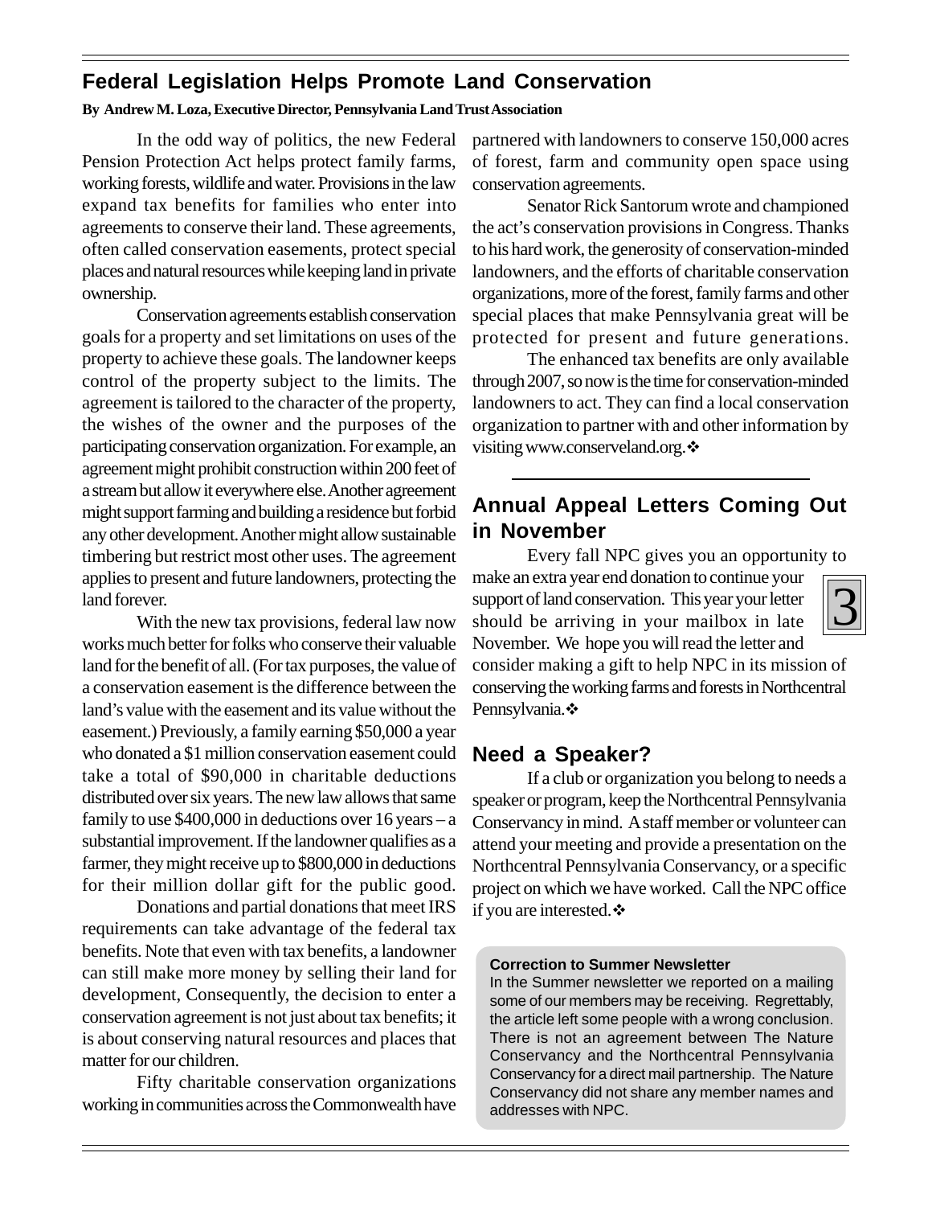## Federal Legislation Helps Promote Land Conservation

**By Andrew M. Loza, Executive Director, Pennsylvania Land Trust Association**

In the odd way of politics, the new Federal Pension Protection Act helps protect family farms, working forests, wildlife and water. Provisions in the law expand tax benefits for families who enter into agreements to conserve their land. These agreements, often called conservation easements, protect special places and natural resources while keeping land in private ownership.

Conservation agreements establish conservation goals for a property and set limitations on uses of the property to achieve these goals. The landowner keeps control of the property subject to the limits. The agreement is tailored to the character of the property, the wishes of the owner and the purposes of the participating conservation organization. For example, an agreement might prohibit construction within 200 feet of a stream but allow it everywhere else. Another agreement might support farming and building a residence but forbid any other development. Another might allow sustainable timbering but restrict most other uses. The agreement applies to present and future landowners, protecting the land forever.

With the new tax provisions, federal law now works much better for folks who conserve their valuable land for the benefit of all. (For tax purposes, the value of a conservation easement is the difference between the land's value with the easement and its value without the easement.) Previously, a family earning $50,000 a year who donated a $1 million conservation easement could take a total of $90,000 in charitable deductions distributed over six years. The new law allows that same family to use $400,000 in deductions over 16 years – a substantial improvement. If the landowner qualifies as a farmer, they might receive up to $800,000 in deductions for their million dollar gift for the public good.

Donations and partial donations that meet IRS requirements can take advantage of the federal tax benefits. Note that even with tax benefits, a landowner can still make more money by selling their land for development, Consequently, the decision to enter a conservation agreement is not just about tax benefits; it is about conserving natural resources and places that matter for our children.

Fifty charitable conservation organizations working in communities across the Commonwealth have partnered with landowners to conserve 150,000 acres of forest, farm and community open space using conservation agreements.

Senator Rick Santorum wrote and championed the act's conservation provisions in Congress. Thanks to his hard work, the generosity of conservation-minded landowners, and the efforts of charitable conservation organizations, more of the forest, family farms and other special places that make Pennsylvania great will be protected for present and future generations.

The enhanced tax benefits are only available through 2007, so now is the time for conservation-minded landowners to act. They can find a local conservation organization to partner with and other information by visiting www.conserveland.org.❖

## Annual Appeal Letters Coming Out in November

Every fall NPC gives you an opportunity to make an extra year end donation to continue your support of land conservation. This year your letter should be arriving in your mailbox in late November. We hope you will read the letter and consider making a gift to help NPC in its mission of conserving the working farms and forests in Northcentral Pennsylvania.❖

## Need a Speaker?

If a club or organization you belong to needs a speaker or program, keep the Northcentral Pennsylvania Conservancy in mind. A staff member or volunteer can attend your meeting and provide a presentation on the Northcentral Pennsylvania Conservancy, or a specific project on which we have worked. Call the NPC office if you are interested.❖

**Correction to Summer Newsletter**

In the Summer newsletter we reported on a mailing some of our members may be receiving. Regrettably, the article left some people with a wrong conclusion. There is not an agreement between The Nature Conservancy and the Northcentral Pennsylvania Conservancy for a direct mail partnership. The Nature Conservancy did not share any member names and addresses with NPC.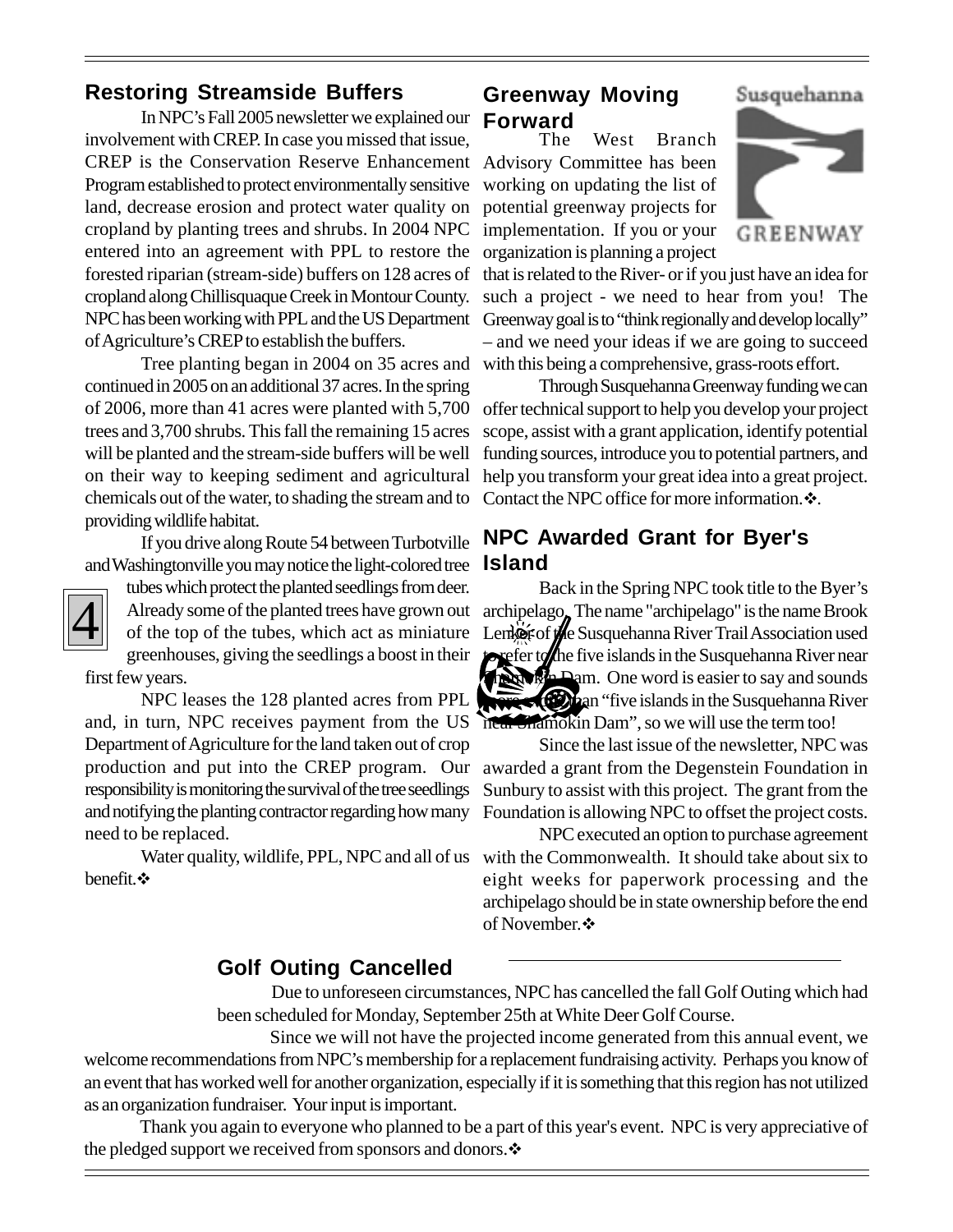## Restoring Streamside Buffers

In NPC's Fall 2005 newsletter we explained our involvement with CREP. In case you missed that issue, CREP is the Conservation Reserve Enhancement Program established to protect environmentally sensitive land, decrease erosion and protect water quality on cropland by planting trees and shrubs. In 2004 NPC entered into an agreement with PPL to restore the forested riparian (stream-side) buffers on 128 acres of cropland along Chillisquaque Creek in Montour County. NPC has been working with PPL and the US Department of Agriculture's CREP to establish the buffers.

Tree planting began in 2004 on 35 acres and continued in 2005 on an additional 37 acres. In the spring of 2006, more than 41 acres were planted with 5,700 trees and 3,700 shrubs. This fall the remaining 15 acres will be planted and the stream-side buffers will be well on their way to keeping sediment and agricultural chemicals out of the water, to shading the stream and to providing wildlife habitat.

If you drive along Route 54 between Turbotville and Washingtonville you may notice the light-colored tree tubes which protect the planted seedlings from deer. Already some of the planted trees have grown out of the top of the tubes, which act as miniature greenhouses, giving the seedlings a boost in their first few years.

NPC leases the 128 planted acres from PPL and, in turn, NPC receives payment from the US Department of Agriculture for the land taken out of crop production and put into the CREP program. Our responsibility is monitoring the survival of the tree seedlings and notifying the planting contractor regarding how many need to be replaced.

Water quality, wildlife, PPL, NPC and all of us benefit.❖

## Greenway Moving Forward

Susquehanna GREENWAY

The West Branch Advisory Committee has been working on updating the list of potential greenway projects for implementation. If you or your organization is planning a project that is related to the River- or if you just have an idea for such a project - we need to hear from you! The Greenway goal is to "think regionally and develop locally" – and we need your ideas if we are going to succeed with this being a comprehensive, grass-roots effort.

Through Susquehanna Greenway funding we can offer technical support to help you develop your project scope, assist with a grant application, identify potential funding sources, introduce you to potential partners, and help you transform your great idea into a great project. Contact the NPC office for more information.❖.

## NPC Awarded Grant for Byer's Island

Back in the Spring NPC took title to the Byer's archipelago. The name "archipelago" is the name Brook Lenker of the Susquehanna River Trail Association used to refer to the five islands in the Susquehanna River near Shamokin Dam. One word is easier to say and sounds better than "five islands in the Susquehanna River near Shamokin Dam", so we will use the term too!

Since the last issue of the newsletter, NPC was awarded a grant from the Degenstein Foundation in Sunbury to assist with this project. The grant from the Foundation is allowing NPC to offset the project costs.

NPC executed an option to purchase agreement with the Commonwealth. It should take about six to eight weeks for paperwork processing and the archipelago should be in state ownership before the end of November.❖

## Golf Outing Cancelled

Due to unforeseen circumstances, NPC has cancelled the fall Golf Outing which had been scheduled for Monday, September 25th at White Deer Golf Course.

Since we will not have the projected income generated from this annual event, we welcome recommendations from NPC's membership for a replacement fundraising activity. Perhaps you know of an event that has worked well for another organization, especially if it is something that this region has not utilized as an organization fundraiser. Your input is important.

Thank you again to everyone who planned to be a part of this year's event. NPC is very appreciative of the pledged support we received from sponsors and donors.❖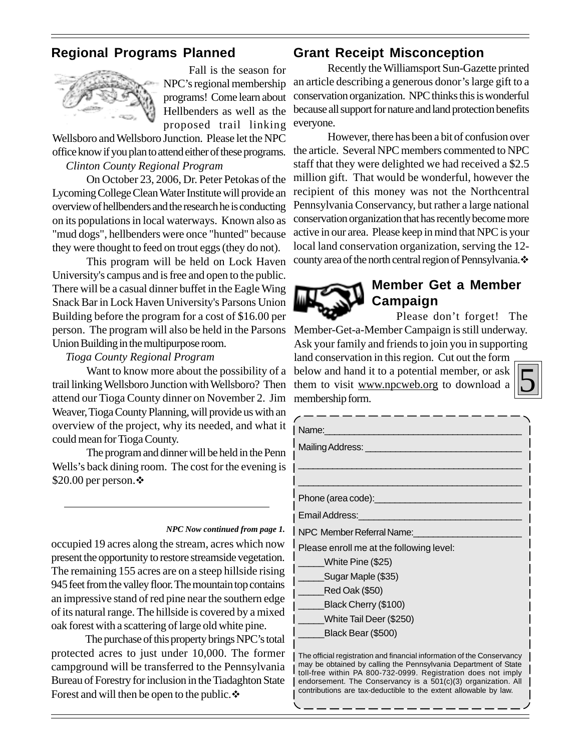## Regional Programs Planned

Fall is the season for NPC's regional membership programs! Come learn about Hellbenders as well as the proposed trail linking Wellsboro and Wellsboro Junction. Please let the NPC office know if you plan to attend either of these programs.

*Clinton County Regional Program*

On October 23, 2006, Dr. Peter Petokas of the Lycoming College Clean Water Institute will provide an overview of hellbenders and the research he is conducting on its populations in local waterways. Known also as "mud dogs", hellbenders were once "hunted" because they were thought to feed on trout eggs (they do not).

This program will be held on Lock Haven University's campus and is free and open to the public. There will be a casual dinner buffet in the Eagle Wing Snack Bar in Lock Haven University's Parsons Union Building before the program for a cost of $16.00 per person. The program will also be held in the Parsons Union Building in the multipurpose room.

*Tioga County Regional Program*

Want to know more about the possibility of a trail linking Wellsboro Junction with Wellsboro? Then attend our Tioga County dinner on November 2. Jim Weaver, Tioga County Planning, will provide us with an overview of the project, why its needed, and what it could mean for Tioga County.

The program and dinner will be held in the Penn Wells's back dining room. The cost for the evening is $20.00 per person.❖

---

***NPC Now continued from page 1.***

occupied 19 acres along the stream, acres which now present the opportunity to restore streamside vegetation. The remaining 155 acres are on a steep hillside rising 945 feet from the valley floor. The mountain top contains an impressive stand of red pine near the southern edge of its natural range. The hillside is covered by a mixed oak forest with a scattering of large old white pine.

The purchase of this property brings NPC's total protected acres to just under 10,000. The former campground will be transferred to the Pennsylvania Bureau of Forestry for inclusion in the Tiadaghton State Forest and will then be open to the public.❖

## Grant Receipt Misconception

Recently the Williamsport Sun-Gazette printed an article describing a generous donor's large gift to a conservation organization. NPC thinks this is wonderful because all support for nature and land protection benefits everyone.

However, there has been a bit of confusion over the article. Several NPC members commented to NPC staff that they were delighted we had received a $2.5 million gift. That would be wonderful, however the recipient of this money was not the Northcentral Pennsylvania Conservancy, but rather a large national conservation organization that has recently become more active in our area. Please keep in mind that NPC is your local land conservation organization, serving the 12-county area of the north central region of Pennsylvania.❖

## Member Get a Member Campaign

Please don't forget! The Member-Get-a-Member Campaign is still underway. Ask your family and friends to join you in supporting land conservation in this region. Cut out the form below and hand it to a potential member, or ask them to visit www.npcweb.org to download a membership form.

Name:______________________________

Mailing Address: ______________________

______________________________

______________________________

Phone (area code):______________________

Email Address:________________________

NPC Member Referral Name:_______________

Please enroll me at the following level:

_____White Pine ($25)

_____Sugar Maple ($35)

_____Red Oak ($50)

_____Black Cherry ($100)

_____White Tail Deer ($250)

_____Black Bear ($500)

The official registration and financial information of the Conservancy may be obtained by calling the Pennsylvania Department of State toll-free within PA 800-732-0999. Registration does not imply endorsement. The Conservancy is a 501(c)(3) organization. All contributions are tax-deductible to the extent allowable by law.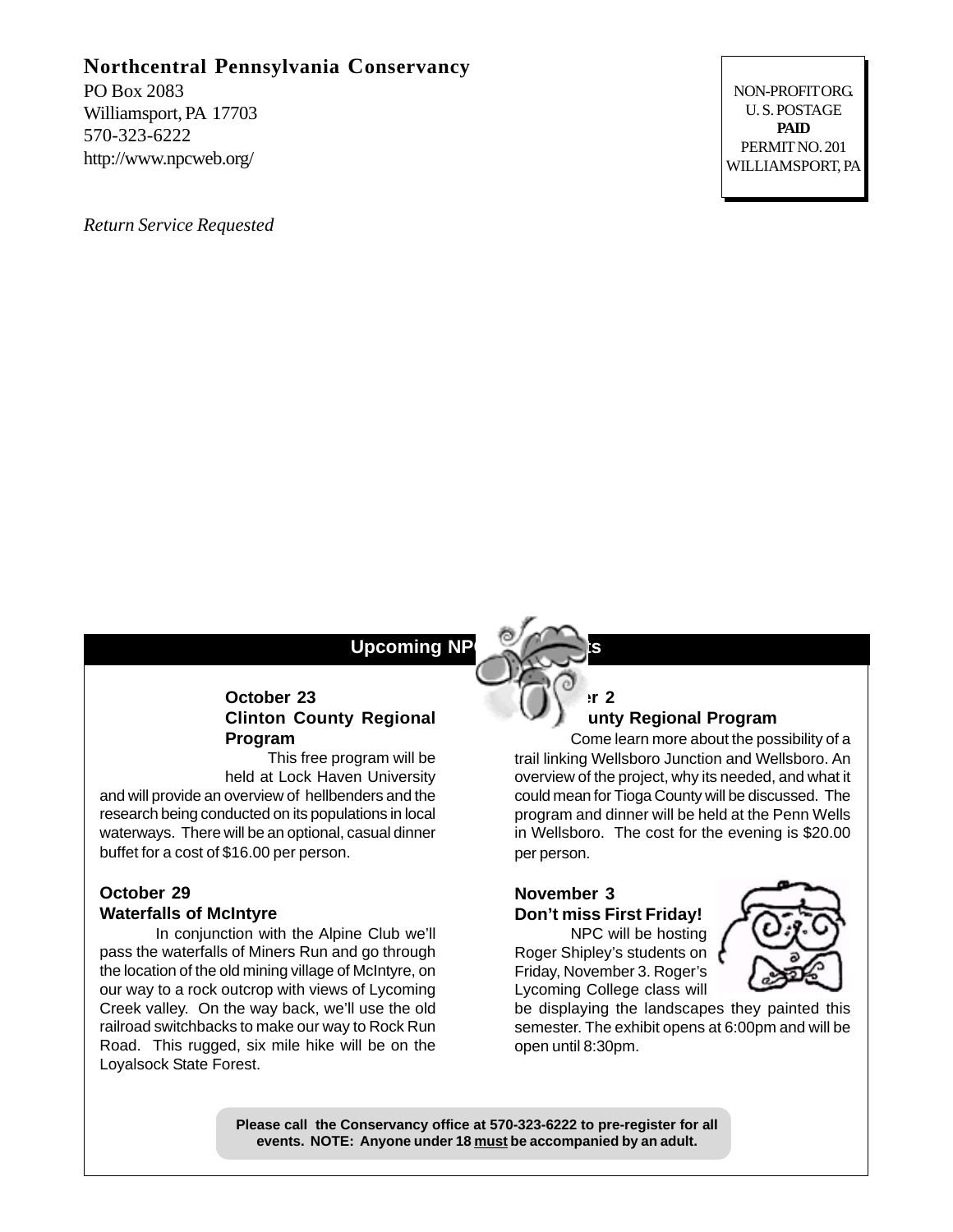**Northcentral Pennsylvania Conservancy**
PO Box 2083
Williamsport, PA 17703
570-323-6222
http://www.npcweb.org/

NON-PROFIT ORG.
U. S. POSTAGE
**PAID**
PERMIT NO. 201
WILLIAMSPORT, PA

*Return Service Requested*

## Upcoming NP... ts

**October 23**
**Clinton County Regional Program**

This free program will be held at Lock Haven University and will provide an overview of hellbenders and the research being conducted on its populations in local waterways. There will be an optional, casual dinner buffet for a cost of $16.00 per person.

**October 29**
**Waterfalls of McIntyre**

In conjunction with the Alpine Club we'll pass the waterfalls of Miners Run and go through the location of the old mining village of McIntyre, on our way to a rock outcrop with views of Lycoming Creek valley. On the way back, we'll use the old railroad switchbacks to make our way to Rock Run Road. This rugged, six mile hike will be on the Loyalsock State Forest.

**...r 2**
**...unty Regional Program**

Come learn more about the possibility of a trail linking Wellsboro Junction and Wellsboro. An overview of the project, why its needed, and what it could mean for Tioga County will be discussed. The program and dinner will be held at the Penn Wells in Wellsboro. The cost for the evening is $20.00 per person.

**November 3**
**Don't miss First Friday!**

NPC will be hosting Roger Shipley's students on Friday, November 3. Roger's Lycoming College class will be displaying the landscapes they painted this semester. The exhibit opens at 6:00pm and will be open until 8:30pm.

**Please call the Conservancy office at 570-323-6222 to pre-register for all events. NOTE: Anyone under 18 must be accompanied by an adult.**